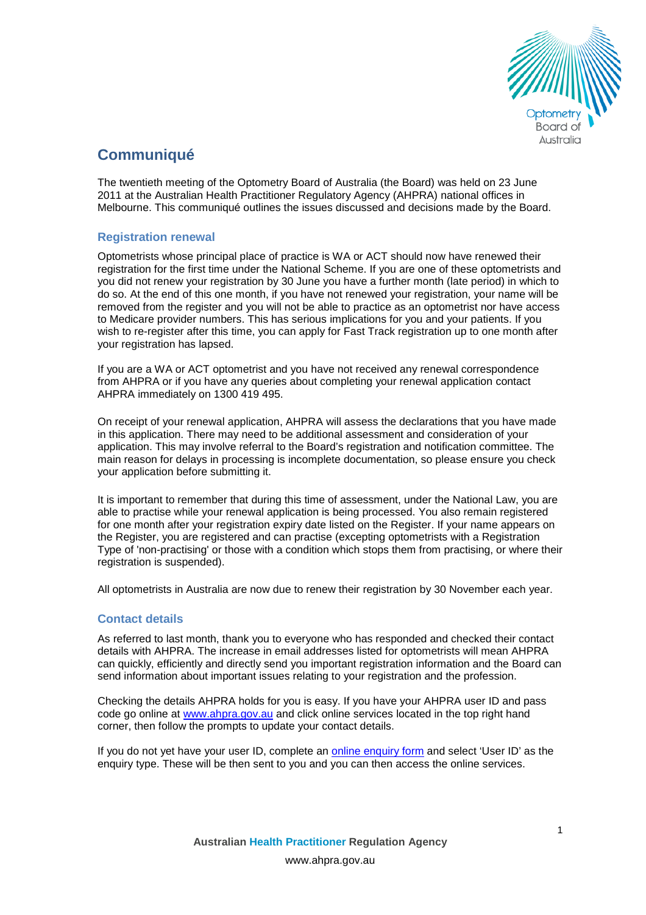# Communiqué

The twentieth meeting of the Optometry Board of Australia (the Board) was held on 23 June 2011 at the Australian Health Practitioner Regulatory Agency (AHPRA) national offices in Melbourne. This communiqué outlines the issues discussed and decisions made by the Board.

## Registration renewal

Optometrists whose principal place of practice is WA or ACT should now have renewed their registration for the first time under the National Scheme. If you are one of these optometrists and you did not renew your registration by 30 June you have a further month (late period) in which to do so. At the end of this one month, if you have not renewed your registration, your name will be removed from the register and you will not be able to practice as an optometrist nor have access to Medicare provider numbers. This has serious implications for you and your patients. If you wish to re-register after this time, you can apply for Fast Track registration up to one month after your registration has lapsed.

If you are a WA or ACT optometrist and you have not received any renewal correspondence from AHPRA or if you have any queries about completing your renewal application contact AHPRA immediately on 1300 419 495.

On receipt of your renewal application, AHPRA will assess the declarations that you have made in this application. There may need to be additional assessment and consideration of your application. This may involve referral to the Board's registration and notification committee. The main reason for delays in processing is incomplete documentation, so please ensure you check your application before submitting it.

It is important to remember that during this time of assessment, under the National Law, you are able to practise while your renewal application is being processed. You also remain registered for one month after your registration expiry date listed on the Register. If your name appears on the Register, you are registered and can practise (excepting optometrists with a Registration Type of 'non-practising' or those with a condition which stops them from practising, or where their registration is suspended).

All optometrists in Australia are now due to renew their registration by 30 November each year.

## Contact details

As referred to last month, thank you to everyone who has responded and checked their contact details with AHPRA. The increase in email addresses listed for optometrists will mean AHPRA can quickly, efficiently and directly send you important registration information and the Board can send information about important issues relating to your registration and the profession.

Checking the details AHPRA holds for you is easy. If you have your AHPRA user ID and pass code go online at www.ahpra.gov.au and click online services located in the top right hand corner, then follow the prompts to update your contact details.

If you do not yet have your user ID, complete an online enquiry form and select 'User ID' as the enquiry type. These will be then sent to you and you can then access the online services.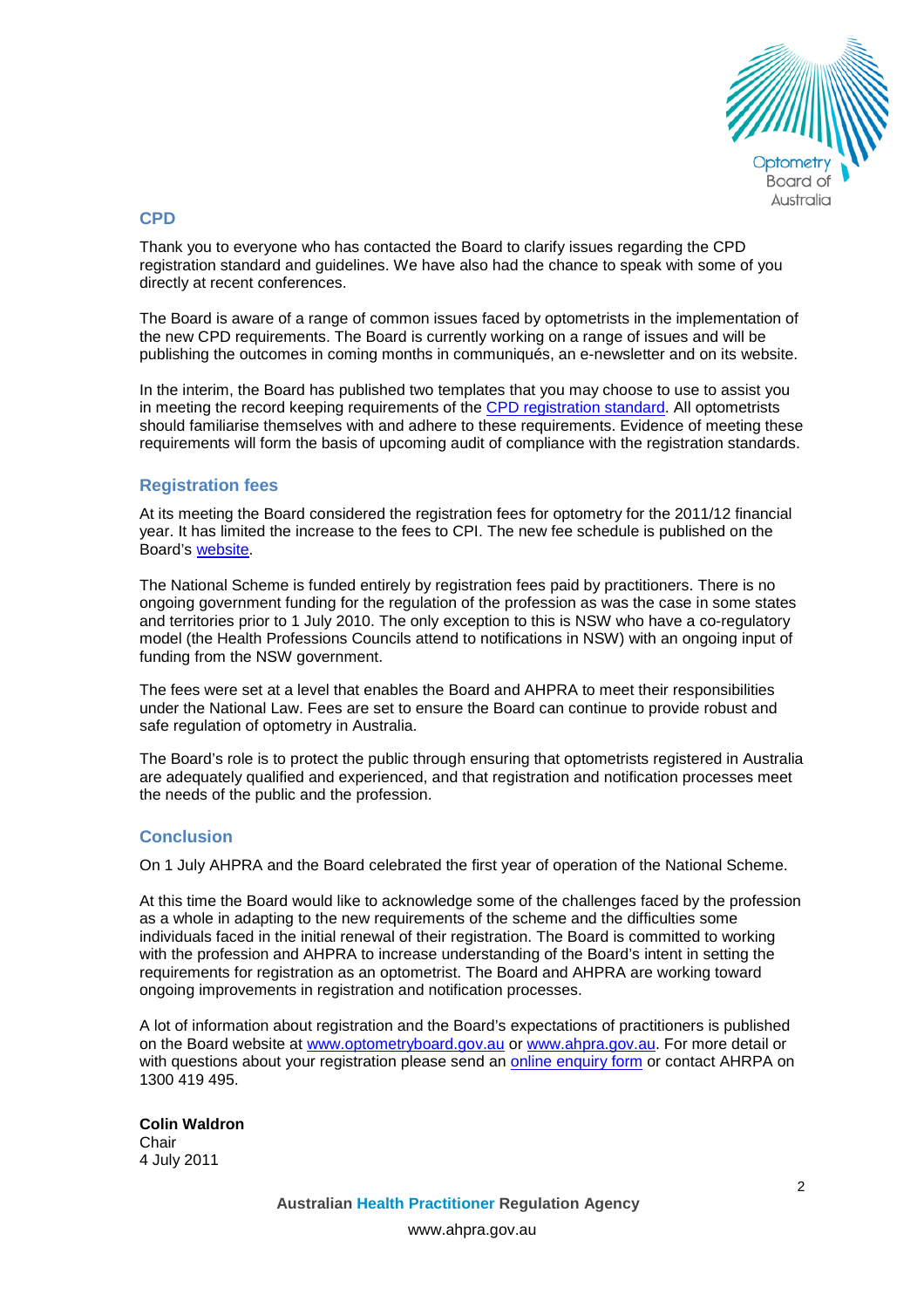## CPD

Thank you to everyone who has contacted the Board to clarify issues regarding the CPD registration standard and guidelines. We have also had the chance to speak with some of you directly at recent conferences.

The Board is aware of a range of common issues faced by optometrists in the implementation of the new CPD requirements. The Board is currently working on a range of issues and will be publishing the outcomes in coming months in communiqués, an e-newsletter and on its website.

In the interim, the Board has published two templates that you may choose to use to assist you in meeting the record keeping requirements of the CPD registration standard. All optometrists should familiarise themselves with and adhere to these requirements. Evidence of meeting these requirements will form the basis of upcoming audit of compliance with the registration standards.

## Registration fees

At its meeting the Board considered the registration fees for optometry for the 2011/12 financial year. It has limited the increase to the fees to CPI. The new fee schedule is published on the Board's website.

The National Scheme is funded entirely by registration fees paid by practitioners. There is no ongoing government funding for the regulation of the profession as was the case in some states and territories prior to 1 July 2010. The only exception to this is NSW who have a co-regulatory model (the Health Professions Councils attend to notifications in NSW) with an ongoing input of funding from the NSW government.

The fees were set at a level that enables the Board and AHPRA to meet their responsibilities under the National Law. Fees are set to ensure the Board can continue to provide robust and safe regulation of optometry in Australia.

The Board's role is to protect the public through ensuring that optometrists registered in Australia are adequately qualified and experienced, and that registration and notification processes meet the needs of the public and the profession.

## Conclusion

On 1 July AHPRA and the Board celebrated the first year of operation of the National Scheme.

At this time the Board would like to acknowledge some of the challenges faced by the profession as a whole in adapting to the new requirements of the scheme and the difficulties some individuals faced in the initial renewal of their registration. The Board is committed to working with the profession and AHPRA to increase understanding of the Board's intent in setting the requirements for registration as an optometrist. The Board and AHPRA are working toward ongoing improvements in registration and notification processes.

A lot of information about registration and the Board's expectations of practitioners is published on the Board website at www.optometryboard.gov.au or www.ahpra.gov.au. For more detail or with questions about your registration please send an online enquiry form or contact AHRPA on 1300 419 495.

**Colin Waldron**
Chair
4 July 2011